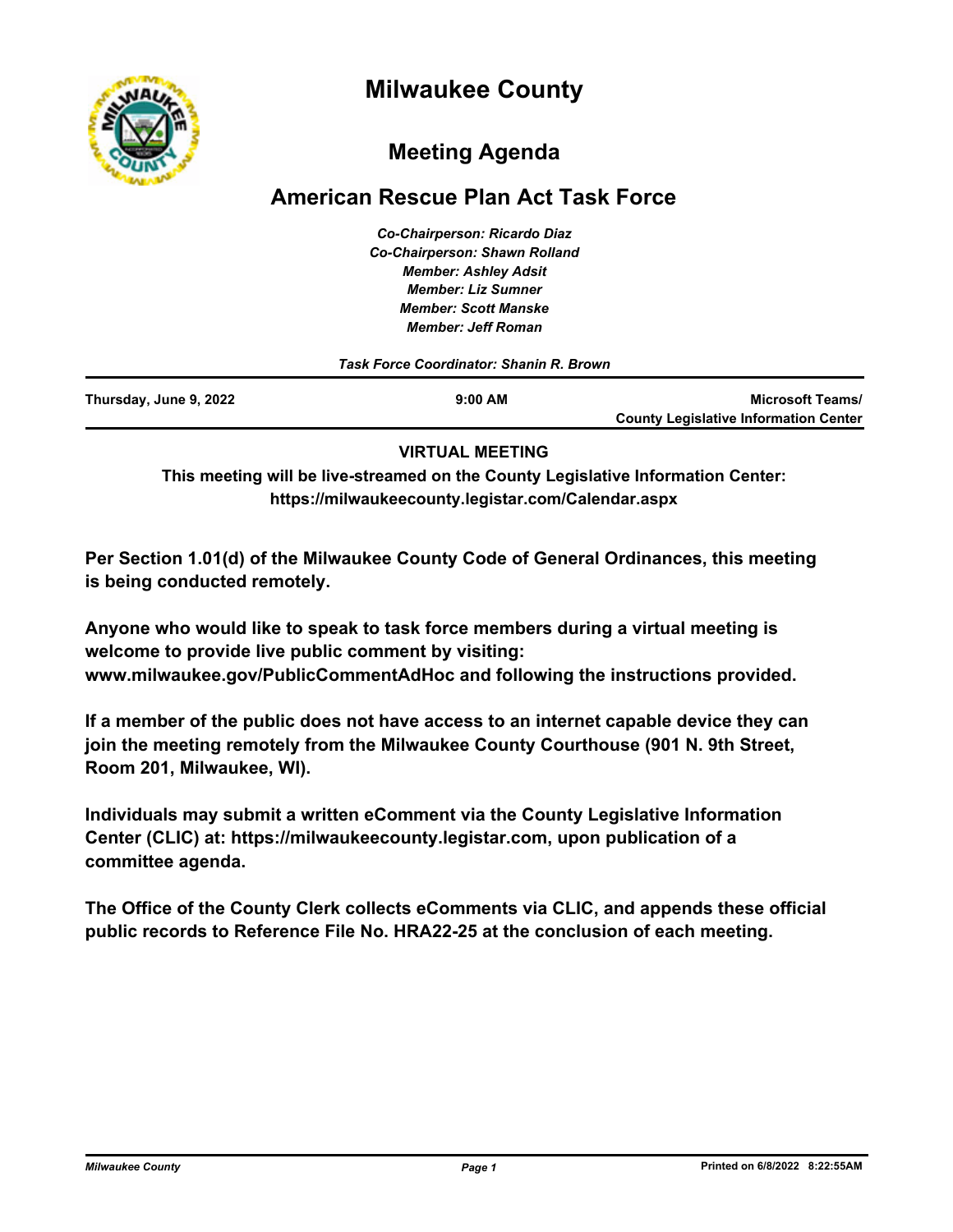# Milwaukee County

## Meeting Agenda

## American Rescue Plan Act Task Force

*Co-Chairperson: Ricardo Diaz*
*Co-Chairperson: Shawn Rolland*
*Member: Ashley Adsit*
*Member: Liz Sumner*
*Member: Scott Manske*
*Member: Jeff Roman*

*Task Force Coordinator: Shanin R. Brown*

| Thursday, June 9, 2022 | 9:00 AM | Microsoft Teams/ County Legislative Information Center |
|---|---|---|

**VIRTUAL MEETING**

**This meeting will be live-streamed on the County Legislative Information Center: https://milwaukeecounty.legistar.com/Calendar.aspx**

**Per Section 1.01(d) of the Milwaukee County Code of General Ordinances, this meeting is being conducted remotely.**

**Anyone who would like to speak to task force members during a virtual meeting is welcome to provide live public comment by visiting: www.milwaukee.gov/PublicCommentAdHoc and following the instructions provided.**

**If a member of the public does not have access to an internet capable device they can join the meeting remotely from the Milwaukee County Courthouse (901 N. 9th Street, Room 201, Milwaukee, WI).**

**Individuals may submit a written eComment via the County Legislative Information Center (CLIC) at: https://milwaukeecounty.legistar.com, upon publication of a committee agenda.**

**The Office of the County Clerk collects eComments via CLIC, and appends these official public records to Reference File No. HRA22-25 at the conclusion of each meeting.**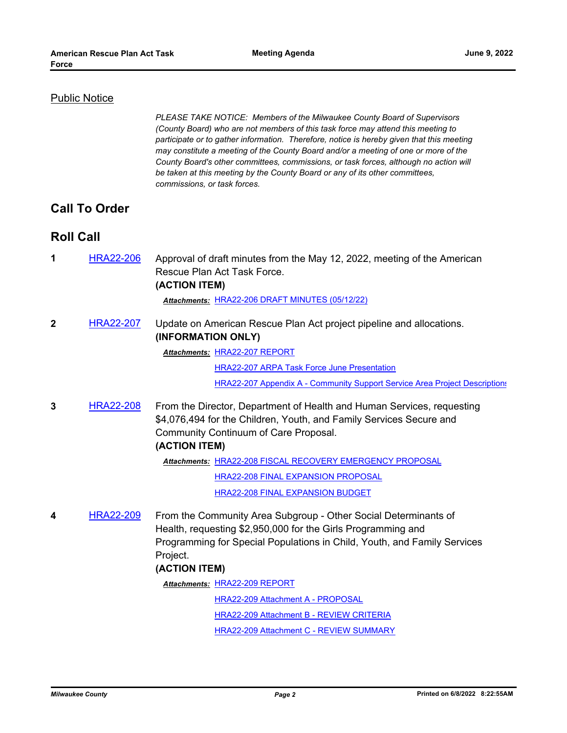## Public Notice

*PLEASE TAKE NOTICE: Members of the Milwaukee County Board of Supervisors (County Board) who are not members of this task force may attend this meeting to participate or to gather information. Therefore, notice is hereby given that this meeting may constitute a meeting of the County Board and/or a meeting of one or more of the County Board's other committees, commissions, or task forces, although no action will be taken at this meeting by the County Board or any of its other committees, commissions, or task forces.*

## Call To Order

## Roll Call

**1** HRA22-206 Approval of draft minutes from the May 12, 2022, meeting of the American Rescue Plan Act Task Force.
**(ACTION ITEM)**

***Attachments:*** HRA22-206 DRAFT MINUTES (05/12/22)

**2** HRA22-207 Update on American Rescue Plan Act project pipeline and allocations.
**(INFORMATION ONLY)**

***Attachments:*** HRA22-207 REPORT
HRA22-207 ARPA Task Force June Presentation
HRA22-207 Appendix A - Community Support Service Area Project Descriptions

**3** HRA22-208 From the Director, Department of Health and Human Services, requesting $4,076,494 for the Children, Youth, and Family Services Secure and Community Continuum of Care Proposal.
**(ACTION ITEM)**

***Attachments:*** HRA22-208 FISCAL RECOVERY EMERGENCY PROPOSAL
HRA22-208 FINAL EXPANSION PROPOSAL
HRA22-208 FINAL EXPANSION BUDGET

**4** HRA22-209 From the Community Area Subgroup - Other Social Determinants of Health, requesting $2,950,000 for the Girls Programming and Programming for Special Populations in Child, Youth, and Family Services Project.
**(ACTION ITEM)**

***Attachments:*** HRA22-209 REPORT
HRA22-209 Attachment A - PROPOSAL
HRA22-209 Attachment B - REVIEW CRITERIA
HRA22-209 Attachment C - REVIEW SUMMARY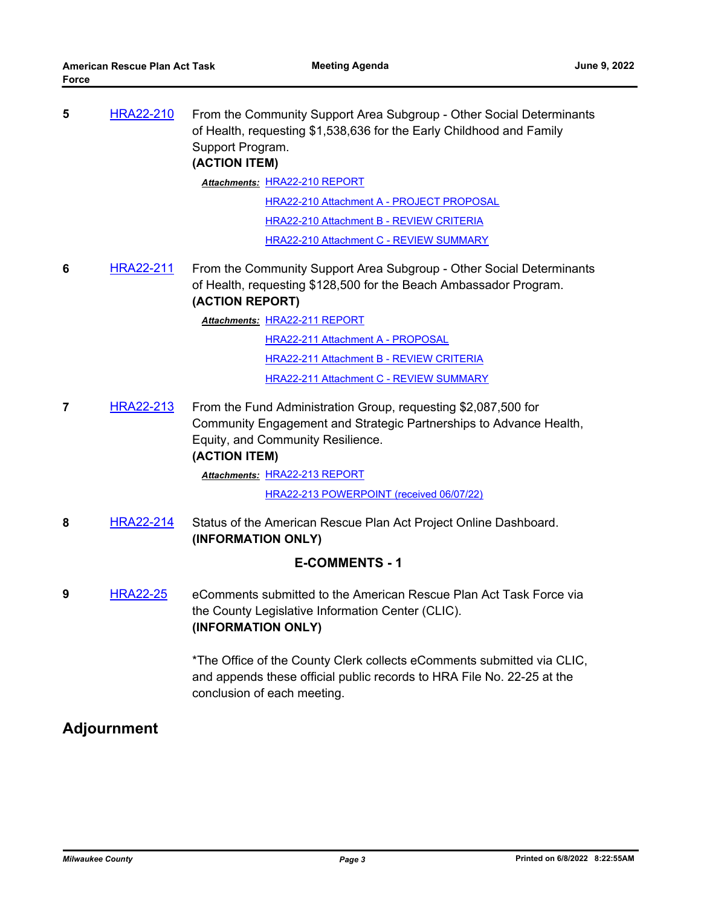**5** HRA22-210 From the Community Support Area Subgroup - Other Social Determinants of Health, requesting $1,538,636 for the Early Childhood and Family Support Program.
**(ACTION ITEM)**

***Attachments:*** HRA22-210 REPORT
HRA22-210 Attachment A - PROJECT PROPOSAL
HRA22-210 Attachment B - REVIEW CRITERIA
HRA22-210 Attachment C - REVIEW SUMMARY

**6** HRA22-211 From the Community Support Area Subgroup - Other Social Determinants of Health, requesting $128,500 for the Beach Ambassador Program.
**(ACTION REPORT)**

***Attachments:*** HRA22-211 REPORT
HRA22-211 Attachment A - PROPOSAL
HRA22-211 Attachment B - REVIEW CRITERIA
HRA22-211 Attachment C - REVIEW SUMMARY

**7** HRA22-213 From the Fund Administration Group, requesting $2,087,500 for Community Engagement and Strategic Partnerships to Advance Health, Equity, and Community Resilience.
**(ACTION ITEM)**

***Attachments:*** HRA22-213 REPORT
HRA22-213 POWERPOINT (received 06/07/22)

**8** HRA22-214 Status of the American Rescue Plan Act Project Online Dashboard.
**(INFORMATION ONLY)**

**E-COMMENTS - 1**

**9** HRA22-25 eComments submitted to the American Rescue Plan Act Task Force via the County Legislative Information Center (CLIC).
**(INFORMATION ONLY)**

*The Office of the County Clerk collects eComments submitted via CLIC, and appends these official public records to HRA File No. 22-25 at the conclusion of each meeting.

## Adjournment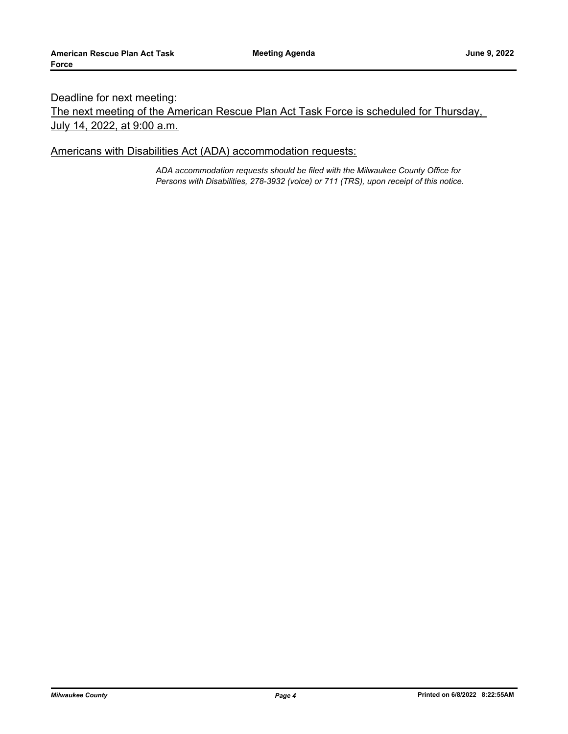Deadline for next meeting:

The next meeting of the American Rescue Plan Act Task Force is scheduled for Thursday, July 14, 2022, at 9:00 a.m.

Americans with Disabilities Act (ADA) accommodation requests:

*ADA accommodation requests should be filed with the Milwaukee County Office for Persons with Disabilities, 278-3932 (voice) or 711 (TRS), upon receipt of this notice.*